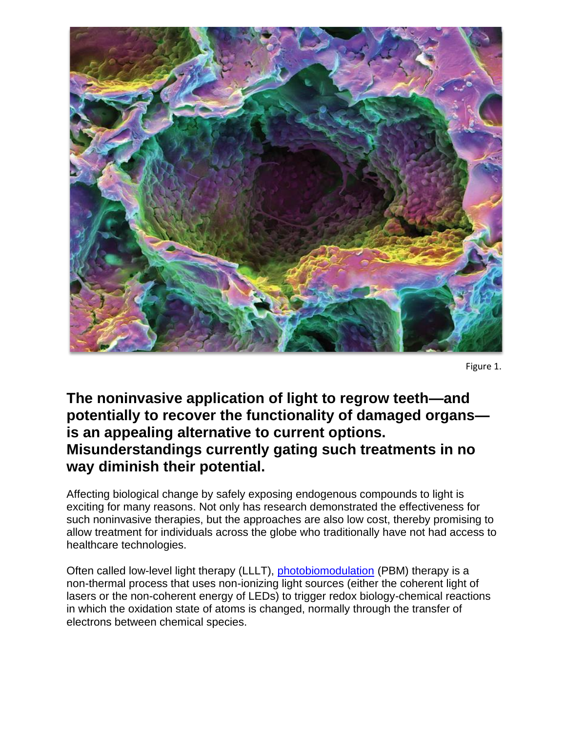Figure 1.

## The noninvasive application of light to regrow teeth—and potentially to recover the functionality of damaged organs—is an appealing alternative to current options. Misunderstandings currently gating such treatments in no way diminish their potential.

Affecting biological change by safely exposing endogenous compounds to light is exciting for many reasons. Not only has research demonstrated the effectiveness for such noninvasive therapies, but the approaches are also low cost, thereby promising to allow treatment for individuals across the globe who traditionally have not had access to healthcare technologies.

Often called low-level light therapy (LLLT), [photobiomodulation](photobiomodulation) (PBM) therapy is a non-thermal process that uses non-ionizing light sources (either the coherent light of lasers or the non-coherent energy of LEDs) to trigger redox biology-chemical reactions in which the oxidation state of atoms is changed, normally through the transfer of electrons between chemical species.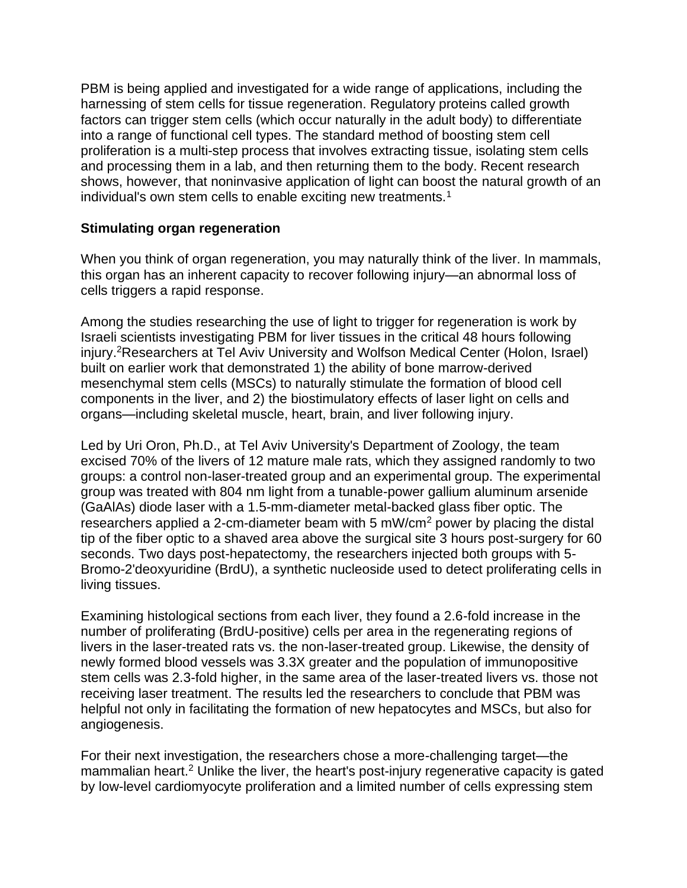PBM is being applied and investigated for a wide range of applications, including the harnessing of stem cells for tissue regeneration. Regulatory proteins called growth factors can trigger stem cells (which occur naturally in the adult body) to differentiate into a range of functional cell types. The standard method of boosting stem cell proliferation is a multi-step process that involves extracting tissue, isolating stem cells and processing them in a lab, and then returning them to the body. Recent research shows, however, that noninvasive application of light can boost the natural growth of an individual's own stem cells to enable exciting new treatments.[1]

**Stimulating organ regeneration**

When you think of organ regeneration, you may naturally think of the liver. In mammals, this organ has an inherent capacity to recover following injury—an abnormal loss of cells triggers a rapid response.

Among the studies researching the use of light to trigger for regeneration is work by Israeli scientists investigating PBM for liver tissues in the critical 48 hours following injury.[2]Researchers at Tel Aviv University and Wolfson Medical Center (Holon, Israel) built on earlier work that demonstrated 1) the ability of bone marrow-derived mesenchymal stem cells (MSCs) to naturally stimulate the formation of blood cell components in the liver, and 2) the biostimulatory effects of laser light on cells and organs—including skeletal muscle, heart, brain, and liver following injury.

Led by Uri Oron, Ph.D., at Tel Aviv University's Department of Zoology, the team excised 70% of the livers of 12 mature male rats, which they assigned randomly to two groups: a control non-laser-treated group and an experimental group. The experimental group was treated with 804 nm light from a tunable-power gallium aluminum arsenide (GaAlAs) diode laser with a 1.5-mm-diameter metal-backed glass fiber optic. The researchers applied a 2-cm-diameter beam with 5 mW/cm$^2$ power by placing the distal tip of the fiber optic to a shaved area above the surgical site 3 hours post-surgery for 60 seconds. Two days post-hepatectomy, the researchers injected both groups with 5-Bromo-2'deoxyuridine (BrdU), a synthetic nucleoside used to detect proliferating cells in living tissues.

Examining histological sections from each liver, they found a 2.6-fold increase in the number of proliferating (BrdU-positive) cells per area in the regenerating regions of livers in the laser-treated rats vs. the non-laser-treated group. Likewise, the density of newly formed blood vessels was 3.3X greater and the population of immunopositive stem cells was 2.3-fold higher, in the same area of the laser-treated livers vs. those not receiving laser treatment. The results led the researchers to conclude that PBM was helpful not only in facilitating the formation of new hepatocytes and MSCs, but also for angiogenesis.

For their next investigation, the researchers chose a more-challenging target—the mammalian heart.[2] Unlike the liver, the heart's post-injury regenerative capacity is gated by low-level cardiomyocyte proliferation and a limited number of cells expressing stem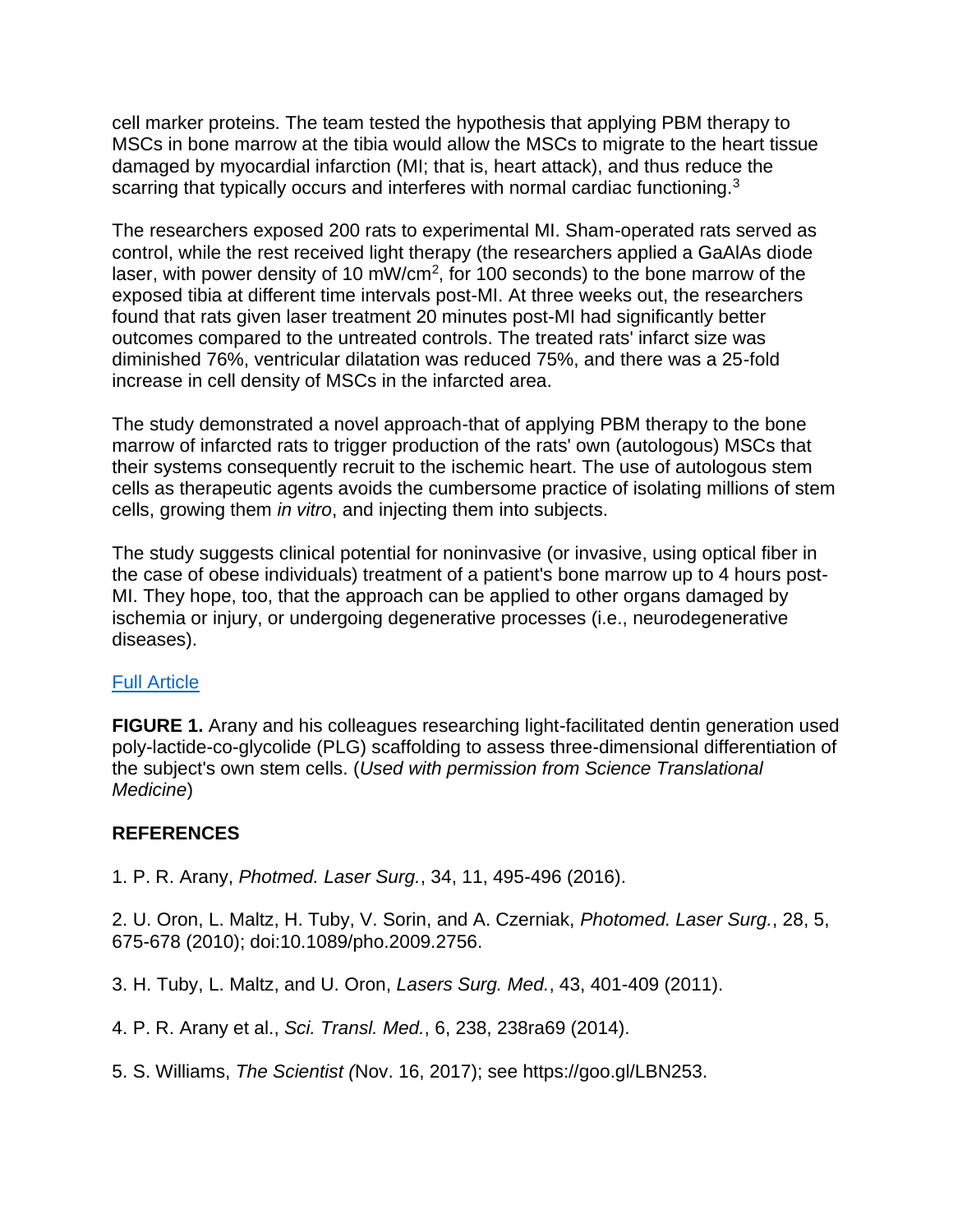cell marker proteins. The team tested the hypothesis that applying PBM therapy to MSCs in bone marrow at the tibia would allow the MSCs to migrate to the heart tissue damaged by myocardial infarction (MI; that is, heart attack), and thus reduce the scarring that typically occurs and interferes with normal cardiac functioning.[3]

The researchers exposed 200 rats to experimental MI. Sham-operated rats served as control, while the rest received light therapy (the researchers applied a GaAlAs diode laser, with power density of 10 $mW/cm^2$, for 100 seconds) to the bone marrow of the exposed tibia at different time intervals post-MI. At three weeks out, the researchers found that rats given laser treatment 20 minutes post-MI had significantly better outcomes compared to the untreated controls. The treated rats' infarct size was diminished 76%, ventricular dilatation was reduced 75%, and there was a 25-fold increase in cell density of MSCs in the infarcted area.

The study demonstrated a novel approach-that of applying PBM therapy to the bone marrow of infarcted rats to trigger production of the rats' own (autologous) MSCs that their systems consequently recruit to the ischemic heart. The use of autologous stem cells as therapeutic agents avoids the cumbersome practice of isolating millions of stem cells, growing them *in vitro*, and injecting them into subjects.

The study suggests clinical potential for noninvasive (or invasive, using optical fiber in the case of obese individuals) treatment of a patient's bone marrow up to 4 hours post-MI. They hope, too, that the approach can be applied to other organs damaged by ischemia or injury, or undergoing degenerative processes (i.e., neurodegenerative diseases).

Full Article

**FIGURE 1.** Arany and his colleagues researching light-facilitated dentin generation used poly-lactide-co-glycolide (PLG) scaffolding to assess three-dimensional differentiation of the subject's own stem cells. (*Used with permission from Science Translational Medicine*)

**REFERENCES**

1. P. R. Arany, *Photmed. Laser Surg.*, 34, 11, 495-496 (2016).

2. U. Oron, L. Maltz, H. Tuby, V. Sorin, and A. Czerniak, *Photomed. Laser Surg.*, 28, 5, 675-678 (2010); doi:10.1089/pho.2009.2756.

3. H. Tuby, L. Maltz, and U. Oron, *Lasers Surg. Med.*, 43, 401-409 (2011).

4. P. R. Arany et al., *Sci. Transl. Med.*, 6, 238, 238ra69 (2014).

5. S. Williams, *The Scientist (*Nov. 16, 2017); see https://goo.gl/LBN253.